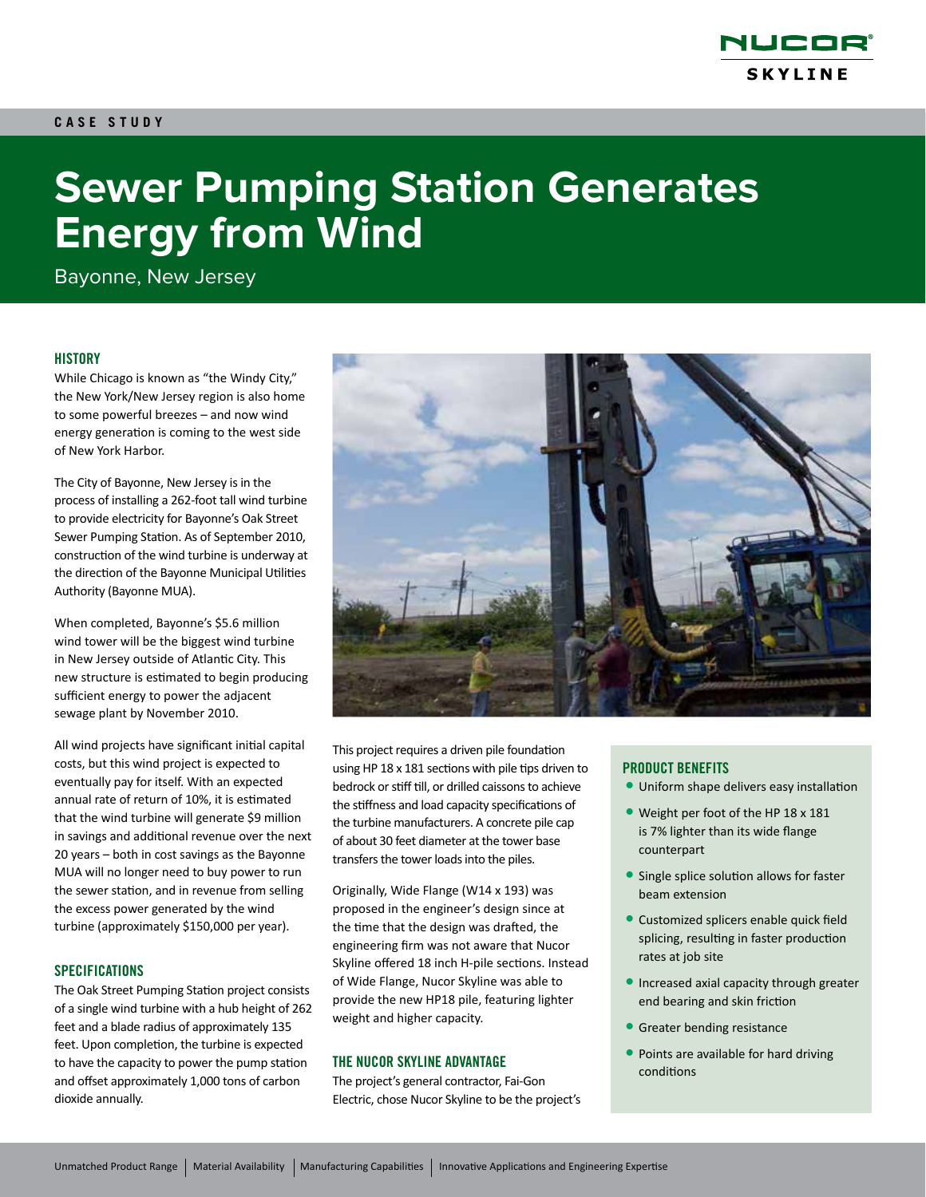CASE STUDY

# Sewer Pumping Station Generates Energy from Wind

Bayonne, New Jersey

## HISTORY

While Chicago is known as "the Windy City," the New York/New Jersey region is also home to some powerful breezes – and now wind energy generation is coming to the west side of New York Harbor.

The City of Bayonne, New Jersey is in the process of installing a 262-foot tall wind turbine to provide electricity for Bayonne's Oak Street Sewer Pumping Station. As of September 2010, construction of the wind turbine is underway at the direction of the Bayonne Municipal Utilities Authority (Bayonne MUA).

When completed, Bayonne's $5.6 million wind tower will be the biggest wind turbine in New Jersey outside of Atlantic City. This new structure is estimated to begin producing sufficient energy to power the adjacent sewage plant by November 2010.

All wind projects have significant initial capital costs, but this wind project is expected to eventually pay for itself. With an expected annual rate of return of 10%, it is estimated that the wind turbine will generate $9 million in savings and additional revenue over the next 20 years – both in cost savings as the Bayonne MUA will no longer need to buy power to run the sewer station, and in revenue from selling the excess power generated by the wind turbine (approximately $150,000 per year).

## SPECIFICATIONS

The Oak Street Pumping Station project consists of a single wind turbine with a hub height of 262 feet and a blade radius of approximately 135 feet. Upon completion, the turbine is expected to have the capacity to power the pump station and offset approximately 1,000 tons of carbon dioxide annually.

This project requires a driven pile foundation using HP 18 x 181 sections with pile tips driven to bedrock or stiff till, or drilled caissons to achieve the stiffness and load capacity specifications of the turbine manufacturers. A concrete pile cap of about 30 feet diameter at the tower base transfers the tower loads into the piles.

Originally, Wide Flange (W14 x 193) was proposed in the engineer's design since at the time that the design was drafted, the engineering firm was not aware that Nucor Skyline offered 18 inch H-pile sections. Instead of Wide Flange, Nucor Skyline was able to provide the new HP18 pile, featuring lighter weight and higher capacity.

## THE NUCOR SKYLINE ADVANTAGE

The project's general contractor, Fai-Gon Electric, chose Nucor Skyline to be the project's

## PRODUCT BENEFITS

- Uniform shape delivers easy installation
- Weight per foot of the HP 18 x 181 is 7% lighter than its wide flange counterpart
- Single splice solution allows for faster beam extension
- Customized splicers enable quick field splicing, resulting in faster production rates at job site
- Increased axial capacity through greater end bearing and skin friction
- Greater bending resistance
- Points are available for hard driving conditions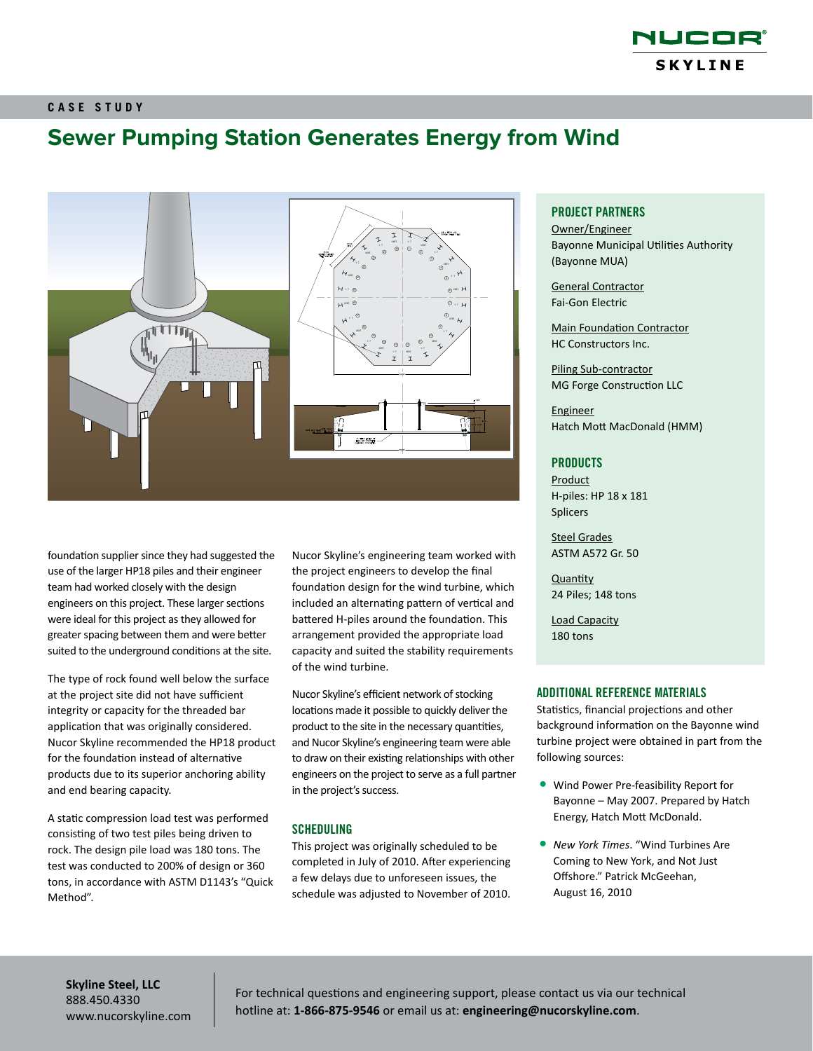foundation supplier since they had suggested the use of the larger HP18 piles and their engineer team had worked closely with the design engineers on this project. These larger sections were ideal for this project as they allowed for greater spacing between them and were better suited to the underground conditions at the site.

The type of rock found well below the surface at the project site did not have sufficient integrity or capacity for the threaded bar application that was originally considered. Nucor Skyline recommended the HP18 product for the foundation instead of alternative products due to its superior anchoring ability and end bearing capacity.

A static compression load test was performed consisting of two test piles being driven to rock. The design pile load was 180 tons. The test was conducted to 200% of design or 360 tons, in accordance with ASTM D1143's "Quick Method".

Nucor Skyline's engineering team worked with the project engineers to develop the final foundation design for the wind turbine, which included an alternating pattern of vertical and battered H-piles around the foundation. This arrangement provided the appropriate load capacity and suited the stability requirements of the wind turbine.

Nucor Skyline's efficient network of stocking locations made it possible to quickly deliver the product to the site in the necessary quantities, and Nucor Skyline's engineering team were able to draw on their existing relationships with other engineers on the project to serve as a full partner in the project's success.

## SCHEDULING

This project was originally scheduled to be completed in July of 2010. After experiencing a few delays due to unforeseen issues, the schedule was adjusted to November of 2010.

## PROJECT PARTNERS

Owner/Engineer
Bayonne Municipal Utilities Authority (Bayonne MUA)

General Contractor
Fai-Gon Electric

Main Foundation Contractor
HC Constructors Inc.

Piling Sub-contractor
MG Forge Construction LLC

Engineer
Hatch Mott MacDonald (HMM)

## PRODUCTS

Product
H-piles: HP 18 x 181
Splicers

Steel Grades
ASTM A572 Gr. 50

Quantity
24 Piles; 148 tons

Load Capacity
180 tons

## ADDITIONAL REFERENCE MATERIALS

Statistics, financial projections and other background information on the Bayonne wind turbine project were obtained in part from the following sources:

- Wind Power Pre-feasibility Report for Bayonne – May 2007. Prepared by Hatch Energy, Hatch Mott McDonald.
- *New York Times*. "Wind Turbines Are Coming to New York, and Not Just Offshore." Patrick McGeehan, August 16, 2010

**Skyline Steel, LLC**
888.450.4330
www.nucorskyline.com

For technical questions and engineering support, please contact us via our technical hotline at: **1-866-875-9546** or email us at: **engineering@nucorskyline.com**.